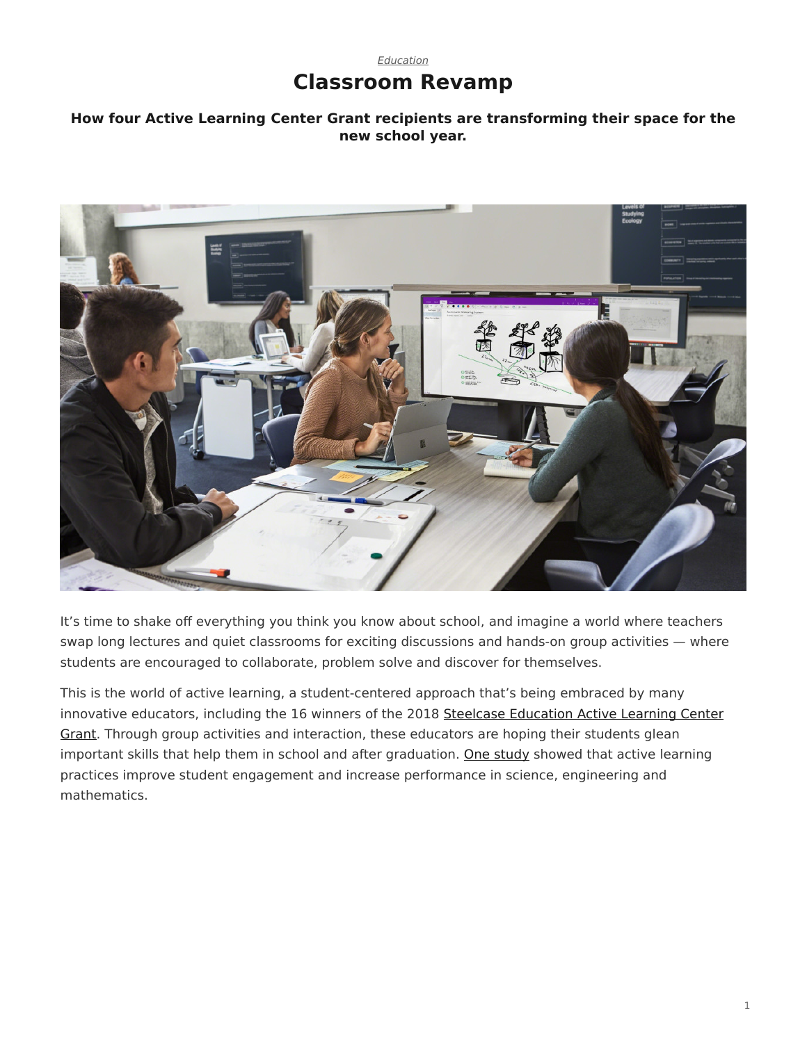*Education*

# Classroom Revamp

**How four Active Learning Center Grant recipients are transforming their space for the new school year.**

It's time to shake off everything you think you know about school, and imagine a world where teachers swap long lectures and quiet classrooms for exciting discussions and hands-on group activities — where students are encouraged to collaborate, problem solve and discover for themselves.

This is the world of active learning, a student-centered approach that's being embraced by many innovative educators, including the 16 winners of the 2018 Steelcase Education Active Learning Center Grant. Through group activities and interaction, these educators are hoping their students glean important skills that help them in school and after graduation. One study showed that active learning practices improve student engagement and increase performance in science, engineering and mathematics.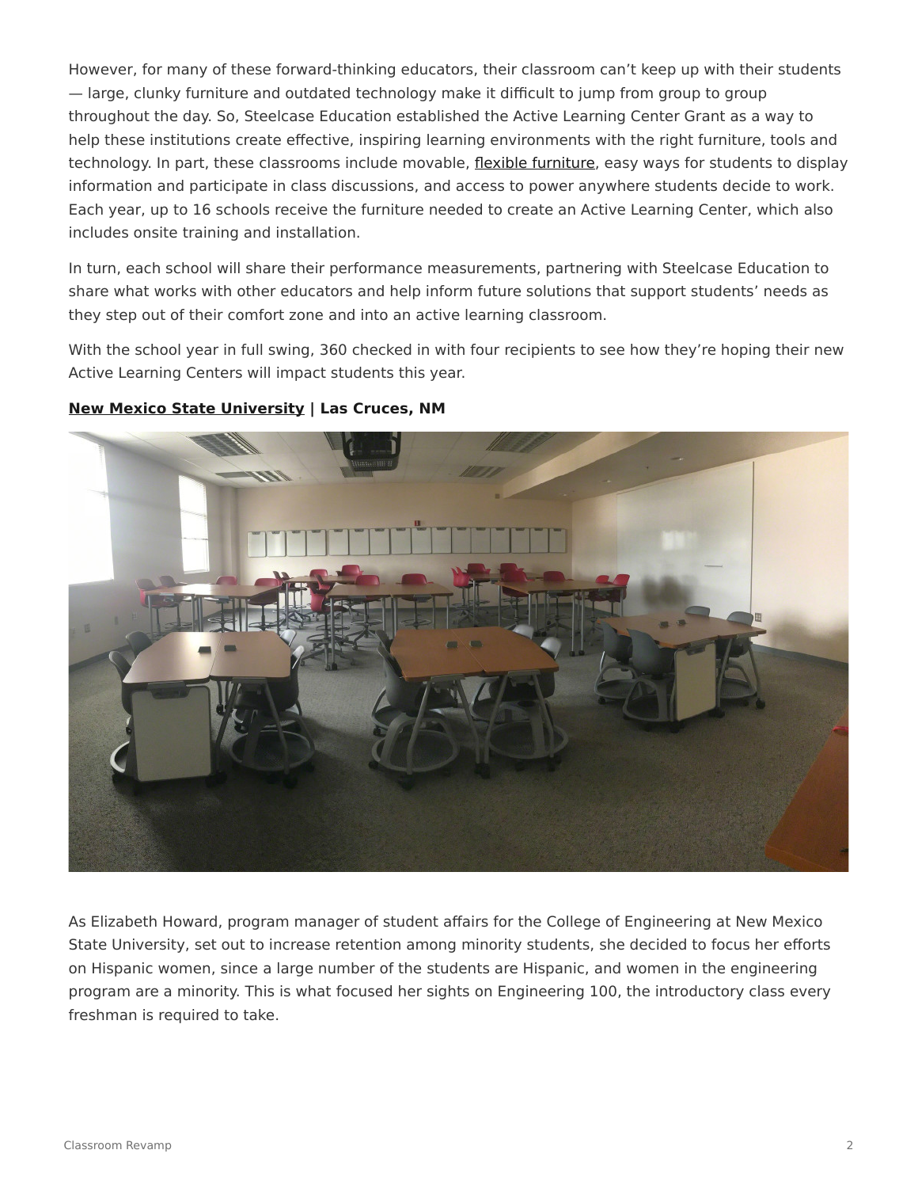However, for many of these forward-thinking educators, their classroom can't keep up with their students — large, clunky furniture and outdated technology make it difficult to jump from group to group throughout the day. So, Steelcase Education established the Active Learning Center Grant as a way to help these institutions create effective, inspiring learning environments with the right furniture, tools and technology. In part, these classrooms include movable, flexible furniture, easy ways for students to display information and participate in class discussions, and access to power anywhere students decide to work. Each year, up to 16 schools receive the furniture needed to create an Active Learning Center, which also includes onsite training and installation.

In turn, each school will share their performance measurements, partnering with Steelcase Education to share what works with other educators and help inform future solutions that support students' needs as they step out of their comfort zone and into an active learning classroom.

With the school year in full swing, 360 checked in with four recipients to see how they're hoping their new Active Learning Centers will impact students this year.

**New Mexico State University | Las Cruces, NM**

As Elizabeth Howard, program manager of student affairs for the College of Engineering at New Mexico State University, set out to increase retention among minority students, she decided to focus her efforts on Hispanic women, since a large number of the students are Hispanic, and women in the engineering program are a minority. This is what focused her sights on Engineering 100, the introductory class every freshman is required to take.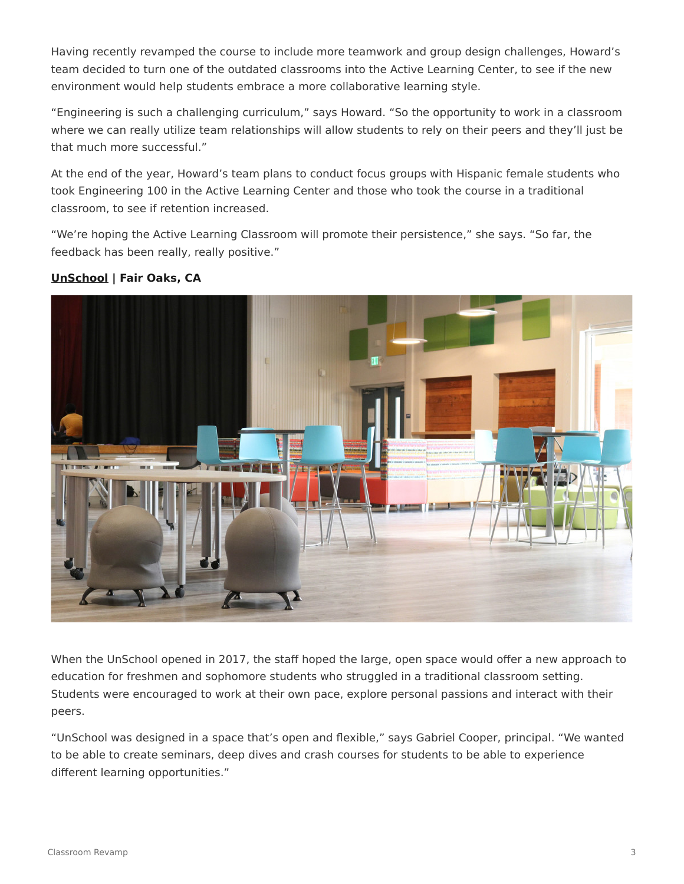Having recently revamped the course to include more teamwork and group design challenges, Howard's team decided to turn one of the outdated classrooms into the Active Learning Center, to see if the new environment would help students embrace a more collaborative learning style.

"Engineering is such a challenging curriculum," says Howard. "So the opportunity to work in a classroom where we can really utilize team relationships will allow students to rely on their peers and they'll just be that much more successful."

At the end of the year, Howard's team plans to conduct focus groups with Hispanic female students who took Engineering 100 in the Active Learning Center and those who took the course in a traditional classroom, to see if retention increased.

"We're hoping the Active Learning Classroom will promote their persistence," she says. "So far, the feedback has been really, really positive."

**UnSchool | Fair Oaks, CA**

When the UnSchool opened in 2017, the staff hoped the large, open space would offer a new approach to education for freshmen and sophomore students who struggled in a traditional classroom setting. Students were encouraged to work at their own pace, explore personal passions and interact with their peers.

"UnSchool was designed in a space that's open and flexible," says Gabriel Cooper, principal. "We wanted to be able to create seminars, deep dives and crash courses for students to be able to experience different learning opportunities."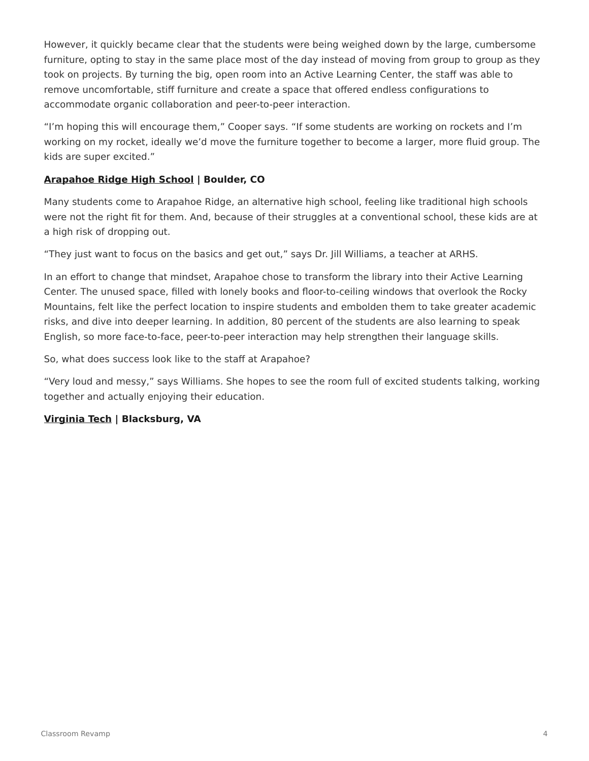However, it quickly became clear that the students were being weighed down by the large, cumbersome furniture, opting to stay in the same place most of the day instead of moving from group to group as they took on projects. By turning the big, open room into an Active Learning Center, the staff was able to remove uncomfortable, stiff furniture and create a space that offered endless configurations to accommodate organic collaboration and peer-to-peer interaction.

"I'm hoping this will encourage them," Cooper says. "If some students are working on rockets and I'm working on my rocket, ideally we'd move the furniture together to become a larger, more fluid group. The kids are super excited."

**Arapahoe Ridge High School | Boulder, CO**

Many students come to Arapahoe Ridge, an alternative high school, feeling like traditional high schools were not the right fit for them. And, because of their struggles at a conventional school, these kids are at a high risk of dropping out.

"They just want to focus on the basics and get out," says Dr. Jill Williams, a teacher at ARHS.

In an effort to change that mindset, Arapahoe chose to transform the library into their Active Learning Center. The unused space, filled with lonely books and floor-to-ceiling windows that overlook the Rocky Mountains, felt like the perfect location to inspire students and embolden them to take greater academic risks, and dive into deeper learning. In addition, 80 percent of the students are also learning to speak English, so more face-to-face, peer-to-peer interaction may help strengthen their language skills.

So, what does success look like to the staff at Arapahoe?

"Very loud and messy," says Williams. She hopes to see the room full of excited students talking, working together and actually enjoying their education.

**Virginia Tech | Blacksburg, VA**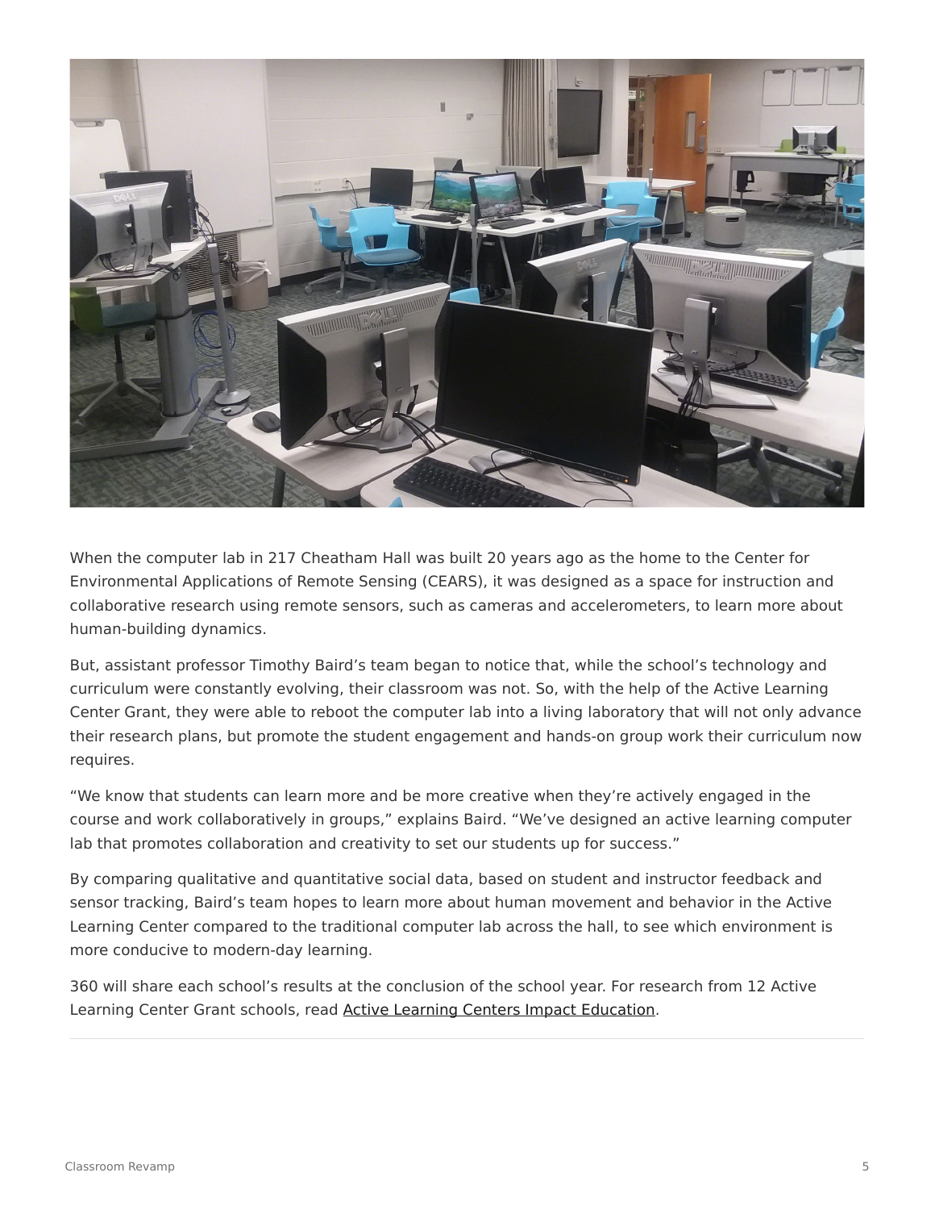When the computer lab in 217 Cheatham Hall was built 20 years ago as the home to the Center for Environmental Applications of Remote Sensing (CEARS), it was designed as a space for instruction and collaborative research using remote sensors, such as cameras and accelerometers, to learn more about human-building dynamics.

But, assistant professor Timothy Baird's team began to notice that, while the school's technology and curriculum were constantly evolving, their classroom was not. So, with the help of the Active Learning Center Grant, they were able to reboot the computer lab into a living laboratory that will not only advance their research plans, but promote the student engagement and hands-on group work their curriculum now requires.

"We know that students can learn more and be more creative when they're actively engaged in the course and work collaboratively in groups," explains Baird. "We've designed an active learning computer lab that promotes collaboration and creativity to set our students up for success."

By comparing qualitative and quantitative social data, based on student and instructor feedback and sensor tracking, Baird's team hopes to learn more about human movement and behavior in the Active Learning Center compared to the traditional computer lab across the hall, to see which environment is more conducive to modern-day learning.

360 will share each school's results at the conclusion of the school year. For research from 12 Active Learning Center Grant schools, read Active Learning Centers Impact Education.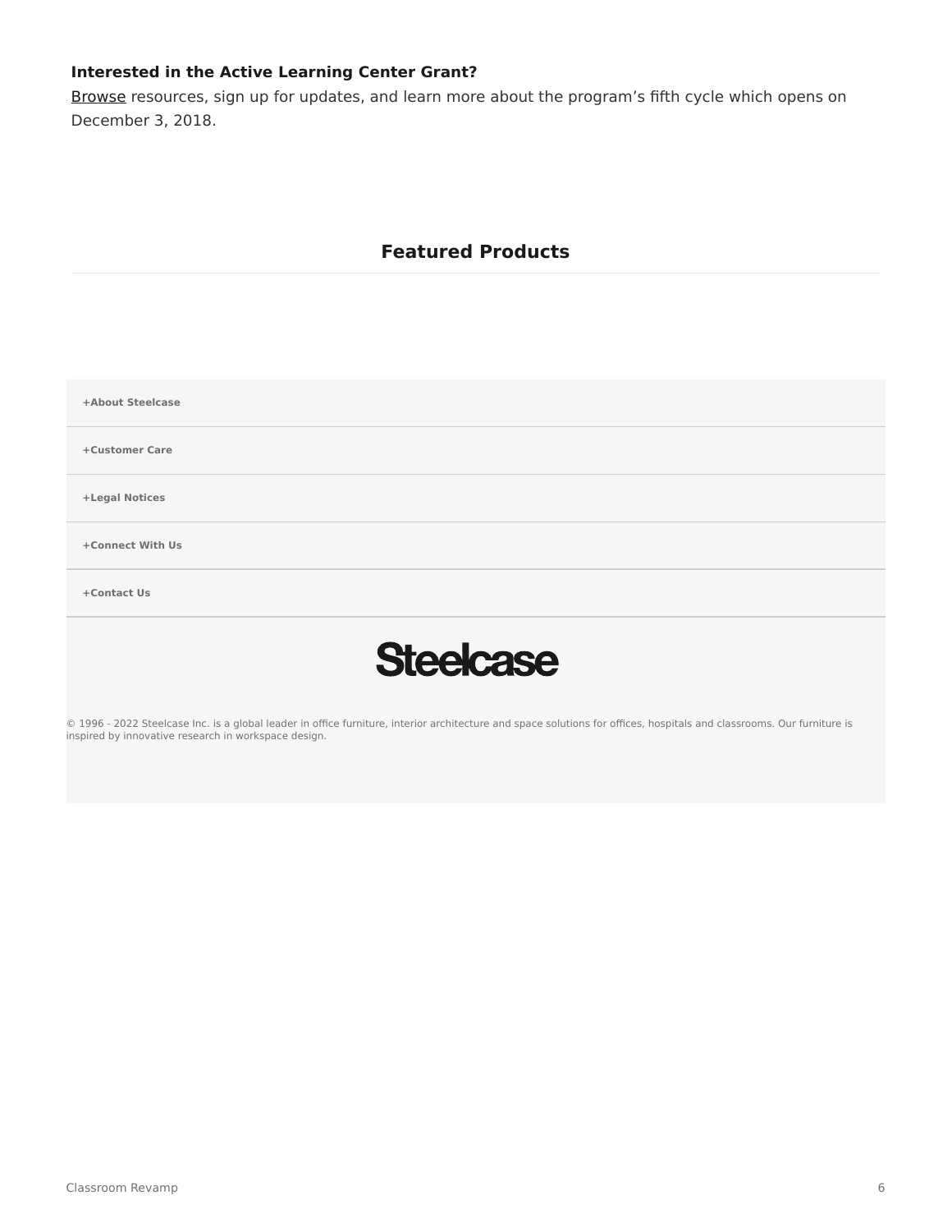**Interested in the Active Learning Center Grant?**

Browse resources, sign up for updates, and learn more about the program's fifth cycle which opens on December 3, 2018.

## Featured Products

+About Steelcase

+Customer Care

+Legal Notices

+Connect With Us

+Contact Us

Steelcase

© 1996 - 2022 Steelcase Inc. is a global leader in office furniture, interior architecture and space solutions for offices, hospitals and classrooms. Our furniture is inspired by innovative research in workspace design.